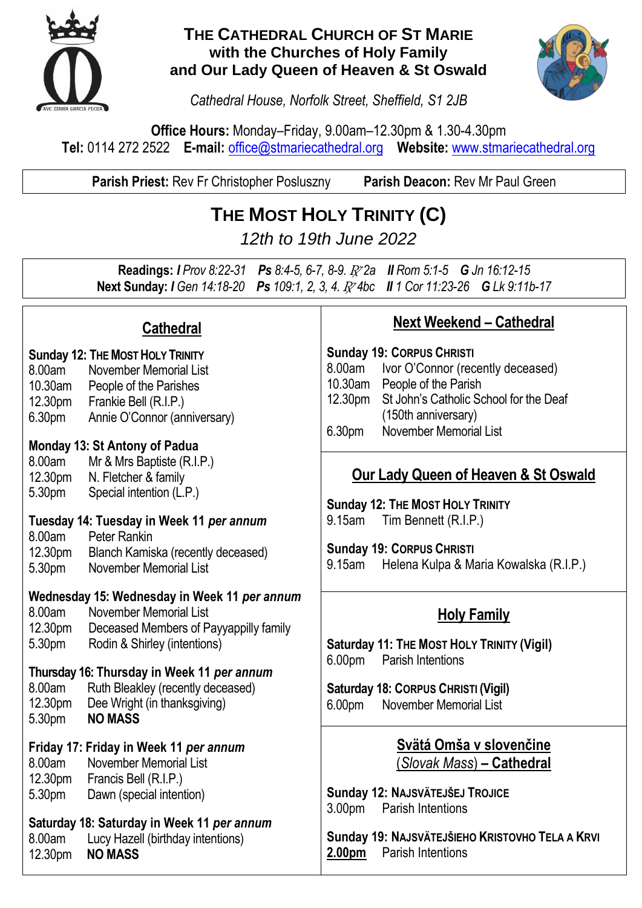# THE CATHEDRAL CHURCH OF ST MARIE
## with the Churches of Holy Family and Our Lady Queen of Heaven & St Oswald

*Cathedral House, Norfolk Street, Sheffield, S1 2JB*

**Office Hours:** Monday–Friday, 9.00am–12.30pm & 1.30-4.30pm
**Tel:** 0114 272 2522 **E-mail:** office@stmariecathedral.org **Website:** www.stmariecathedral.org

**Parish Priest:** Rev Fr Christopher Posluszny **Parish Deacon:** Rev Mr Paul Green

# THE MOST HOLY TRINITY (C)

*12th to 19th June 2022*

**Readings:** ***I*** *Prov 8:22-31* ***Ps*** *8:4-5, 6-7, 8-9. ℟ 2a* ***II*** *Rom 5:1-5* ***G*** *Jn 16:12-15*
**Next Sunday:** ***I*** *Gen 14:18-20* ***Ps*** *109:1, 2, 3, 4. ℟ 4bc* ***II*** *1 Cor 11:23-26* ***G*** *Lk 9:11b-17*

## Cathedral

**Sunday 12: THE MOST HOLY TRINITY**
8.00am November Memorial List
10.30am People of the Parishes
12.30pm Frankie Bell (R.I.P.)
6.30pm Annie O'Connor (anniversary)

**Monday 13: St Antony of Padua**
8.00am Mr & Mrs Baptiste (R.I.P.)
12.30pm N. Fletcher & family
5.30pm Special intention (L.P.)

**Tuesday 14: Tuesday in Week 11 *per annum***
8.00am Peter Rankin
12.30pm Blanch Kamiska (recently deceased)
5.30pm November Memorial List

**Wednesday 15: Wednesday in Week 11 *per annum***
8.00am November Memorial List
12.30pm Deceased Members of Payyappilly family
5.30pm Rodin & Shirley (intentions)

**Thursday 16: Thursday in Week 11 *per annum***
8.00am Ruth Bleakley (recently deceased)
12.30pm Dee Wright (in thanksgiving)
5.30pm **NO MASS**

**Friday 17: Friday in Week 11 *per annum***
8.00am November Memorial List
12.30pm Francis Bell (R.I.P.)
5.30pm Dawn (special intention)

**Saturday 18: Saturday in Week 11 *per annum***
8.00am Lucy Hazell (birthday intentions)
12.30pm **NO MASS**

## Next Weekend – Cathedral

**Sunday 19: CORPUS CHRISTI**
8.00am Ivor O'Connor (recently deceased)
10.30am People of the Parish
12.30pm St John's Catholic School for the Deaf (150th anniversary)
6.30pm November Memorial List

## Our Lady Queen of Heaven & St Oswald

**Sunday 12: THE MOST HOLY TRINITY**
9.15am Tim Bennett (R.I.P.)

**Sunday 19: CORPUS CHRISTI**
9.15am Helena Kulpa & Maria Kowalska (R.I.P.)

## Holy Family

**Saturday 11: THE MOST HOLY TRINITY (Vigil)**
6.00pm Parish Intentions

**Saturday 18: CORPUS CHRISTI (Vigil)**
6.00pm November Memorial List

## Svätá Omša v slovenčine (*Slovak Mass*) – Cathedral

**Sunday 12: NAJSVÄTEJŠEJ TROJICE**
3.00pm Parish Intentions

**Sunday 19: NAJSVÄTEJŠIEHO KRISTOVHO TELA A KRVI**
**2.00pm** Parish Intentions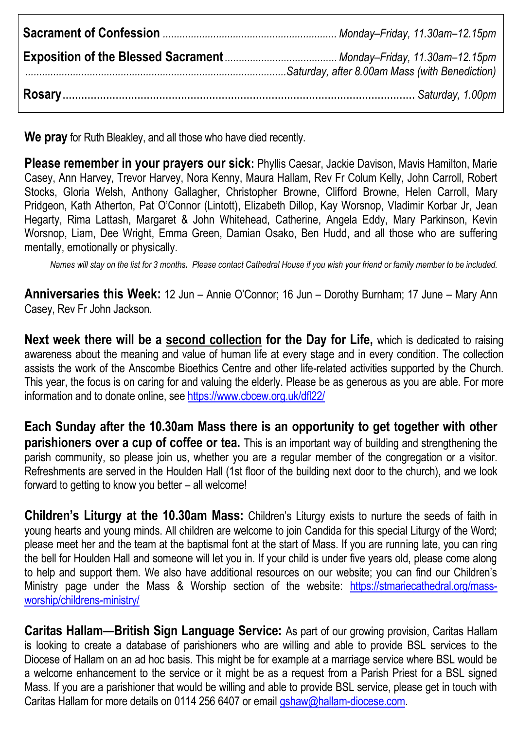| | |
|---|---|
| **Sacrament of Confession** | *Monday–Friday, 11.30am–12.15pm* |
| **Exposition of the Blessed Sacrament** | *Monday–Friday, 11.30am–12.15pm* |
| | *Saturday, after 8.00am Mass (with Benediction)* |
| **Rosary** | *Saturday, 1.00pm* |

**We pray** for Ruth Bleakley, and all those who have died recently.

**Please remember in your prayers our sick:** Phyllis Caesar, Jackie Davison, Mavis Hamilton, Marie Casey, Ann Harvey, Trevor Harvey, Nora Kenny, Maura Hallam, Rev Fr Colum Kelly, John Carroll, Robert Stocks, Gloria Welsh, Anthony Gallagher, Christopher Browne, Clifford Browne, Helen Carroll, Mary Pridgeon, Kath Atherton, Pat O'Connor (Lintott), Elizabeth Dillop, Kay Worsnop, Vladimir Korbar Jr, Jean Hegarty, Rima Lattash, Margaret & John Whitehead, Catherine, Angela Eddy, Mary Parkinson, Kevin Worsnop, Liam, Dee Wright, Emma Green, Damian Osako, Ben Hudd, and all those who are suffering mentally, emotionally or physically.

*Names will stay on the list for 3 months. Please contact Cathedral House if you wish your friend or family member to be included.*

**Anniversaries this Week:** 12 Jun – Annie O'Connor; 16 Jun – Dorothy Burnham; 17 June – Mary Ann Casey, Rev Fr John Jackson.

**Next week there will be a second collection for the Day for Life,** which is dedicated to raising awareness about the meaning and value of human life at every stage and in every condition. The collection assists the work of the Anscombe Bioethics Centre and other life-related activities supported by the Church. This year, the focus is on caring for and valuing the elderly. Please be as generous as you are able. For more information and to donate online, see https://www.cbcew.org.uk/dfl22/

**Each Sunday after the 10.30am Mass there is an opportunity to get together with other parishioners over a cup of coffee or tea.** This is an important way of building and strengthening the parish community, so please join us, whether you are a regular member of the congregation or a visitor. Refreshments are served in the Houlden Hall (1st floor of the building next door to the church), and we look forward to getting to know you better – all welcome!

**Children's Liturgy at the 10.30am Mass:** Children's Liturgy exists to nurture the seeds of faith in young hearts and young minds. All children are welcome to join Candida for this special Liturgy of the Word; please meet her and the team at the baptismal font at the start of Mass. If you are running late, you can ring the bell for Houlden Hall and someone will let you in. If your child is under five years old, please come along to help and support them. We also have additional resources on our website; you can find our Children's Ministry page under the Mass & Worship section of the website: https://stmariecathedral.org/mass-worship/childrens-ministry/

**Caritas Hallam—British Sign Language Service:** As part of our growing provision, Caritas Hallam is looking to create a database of parishioners who are willing and able to provide BSL services to the Diocese of Hallam on an ad hoc basis. This might be for example at a marriage service where BSL would be a welcome enhancement to the service or it might be as a request from a Parish Priest for a BSL signed Mass. If you are a parishioner that would be willing and able to provide BSL service, please get in touch with Caritas Hallam for more details on 0114 256 6407 or email gshaw@hallam-diocese.com.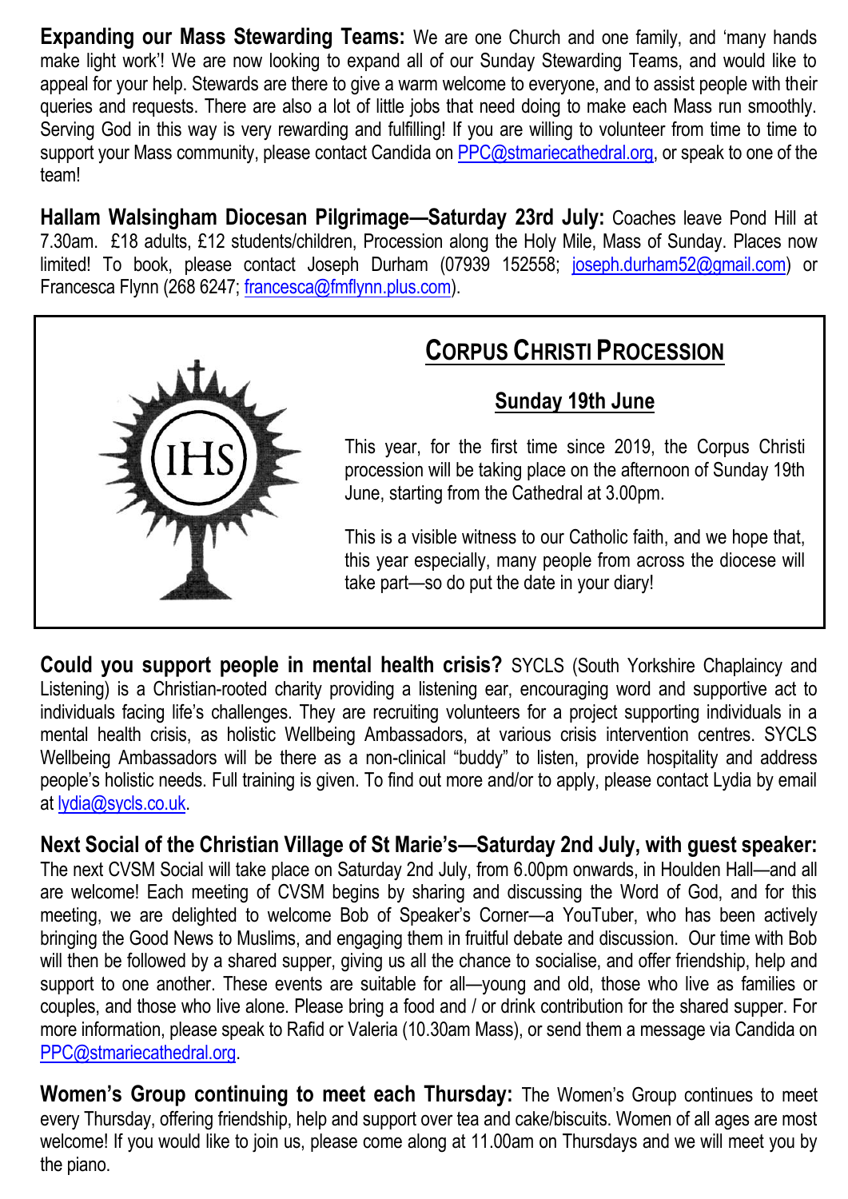**Expanding our Mass Stewarding Teams:** We are one Church and one family, and 'many hands make light work'! We are now looking to expand all of our Sunday Stewarding Teams, and would like to appeal for your help. Stewards are there to give a warm welcome to everyone, and to assist people with their queries and requests. There are also a lot of little jobs that need doing to make each Mass run smoothly. Serving God in this way is very rewarding and fulfilling! If you are willing to volunteer from time to time to support your Mass community, please contact Candida on PPC@stmariecathedral.org, or speak to one of the team!

**Hallam Walsingham Diocesan Pilgrimage—Saturday 23rd July:** Coaches leave Pond Hill at 7.30am. £18 adults, £12 students/children, Procession along the Holy Mile, Mass of Sunday. Places now limited! To book, please contact Joseph Durham (07939 152558; joseph.durham52@gmail.com) or Francesca Flynn (268 6247; francesca@fmflynn.plus.com).

## CORPUS CHRISTI PROCESSION

### Sunday 19th June

This year, for the first time since 2019, the Corpus Christi procession will be taking place on the afternoon of Sunday 19th June, starting from the Cathedral at 3.00pm.

This is a visible witness to our Catholic faith, and we hope that, this year especially, many people from across the diocese will take part—so do put the date in your diary!

**Could you support people in mental health crisis?** SYCLS (South Yorkshire Chaplaincy and Listening) is a Christian-rooted charity providing a listening ear, encouraging word and supportive act to individuals facing life's challenges. They are recruiting volunteers for a project supporting individuals in a mental health crisis, as holistic Wellbeing Ambassadors, at various crisis intervention centres. SYCLS Wellbeing Ambassadors will be there as a non-clinical "buddy" to listen, provide hospitality and address people's holistic needs. Full training is given. To find out more and/or to apply, please contact Lydia by email at lydia@sycls.co.uk.

**Next Social of the Christian Village of St Marie's—Saturday 2nd July, with guest speaker:** The next CVSM Social will take place on Saturday 2nd July, from 6.00pm onwards, in Houlden Hall—and all are welcome! Each meeting of CVSM begins by sharing and discussing the Word of God, and for this meeting, we are delighted to welcome Bob of Speaker's Corner—a YouTuber, who has been actively bringing the Good News to Muslims, and engaging them in fruitful debate and discussion. Our time with Bob will then be followed by a shared supper, giving us all the chance to socialise, and offer friendship, help and support to one another. These events are suitable for all—young and old, those who live as families or couples, and those who live alone. Please bring a food and / or drink contribution for the shared supper. For more information, please speak to Rafid or Valeria (10.30am Mass), or send them a message via Candida on PPC@stmariecathedral.org.

**Women's Group continuing to meet each Thursday:** The Women's Group continues to meet every Thursday, offering friendship, help and support over tea and cake/biscuits. Women of all ages are most welcome! If you would like to join us, please come along at 11.00am on Thursdays and we will meet you by the piano.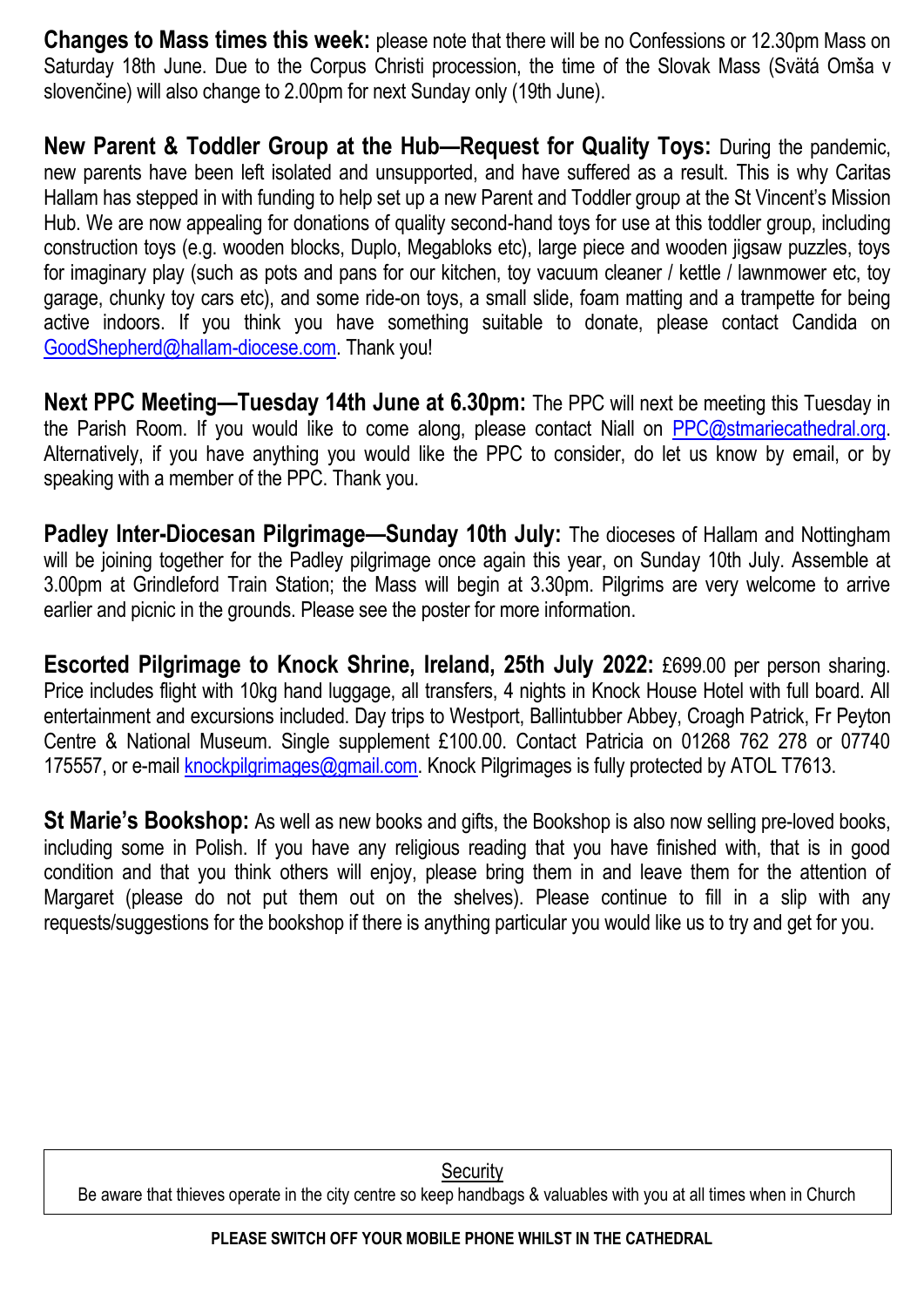**Changes to Mass times this week:** please note that there will be no Confessions or 12.30pm Mass on Saturday 18th June. Due to the Corpus Christi procession, the time of the Slovak Mass (Svätá Omša v slovenčine) will also change to 2.00pm for next Sunday only (19th June).

**New Parent & Toddler Group at the Hub—Request for Quality Toys:** During the pandemic, new parents have been left isolated and unsupported, and have suffered as a result. This is why Caritas Hallam has stepped in with funding to help set up a new Parent and Toddler group at the St Vincent's Mission Hub. We are now appealing for donations of quality second-hand toys for use at this toddler group, including construction toys (e.g. wooden blocks, Duplo, Megabloks etc), large piece and wooden jigsaw puzzles, toys for imaginary play (such as pots and pans for our kitchen, toy vacuum cleaner / kettle / lawnmower etc, toy garage, chunky toy cars etc), and some ride-on toys, a small slide, foam matting and a trampette for being active indoors. If you think you have something suitable to donate, please contact Candida on GoodShepherd@hallam-diocese.com. Thank you!

**Next PPC Meeting—Tuesday 14th June at 6.30pm:** The PPC will next be meeting this Tuesday in the Parish Room. If you would like to come along, please contact Niall on PPC@stmariecathedral.org. Alternatively, if you have anything you would like the PPC to consider, do let us know by email, or by speaking with a member of the PPC. Thank you.

**Padley Inter-Diocesan Pilgrimage—Sunday 10th July:** The dioceses of Hallam and Nottingham will be joining together for the Padley pilgrimage once again this year, on Sunday 10th July. Assemble at 3.00pm at Grindleford Train Station; the Mass will begin at 3.30pm. Pilgrims are very welcome to arrive earlier and picnic in the grounds. Please see the poster for more information.

**Escorted Pilgrimage to Knock Shrine, Ireland, 25th July 2022:** £699.00 per person sharing. Price includes flight with 10kg hand luggage, all transfers, 4 nights in Knock House Hotel with full board. All entertainment and excursions included. Day trips to Westport, Ballintubber Abbey, Croagh Patrick, Fr Peyton Centre & National Museum. Single supplement £100.00. Contact Patricia on 01268 762 278 or 07740 175557, or e-mail knockpilgrimages@gmail.com. Knock Pilgrimages is fully protected by ATOL T7613.

**St Marie's Bookshop:** As well as new books and gifts, the Bookshop is also now selling pre-loved books, including some in Polish. If you have any religious reading that you have finished with, that is in good condition and that you think others will enjoy, please bring them in and leave them for the attention of Margaret (please do not put them out on the shelves). Please continue to fill in a slip with any requests/suggestions for the bookshop if there is anything particular you would like us to try and get for you.

Security

Be aware that thieves operate in the city centre so keep handbags & valuables with you at all times when in Church

**PLEASE SWITCH OFF YOUR MOBILE PHONE WHILST IN THE CATHEDRAL**